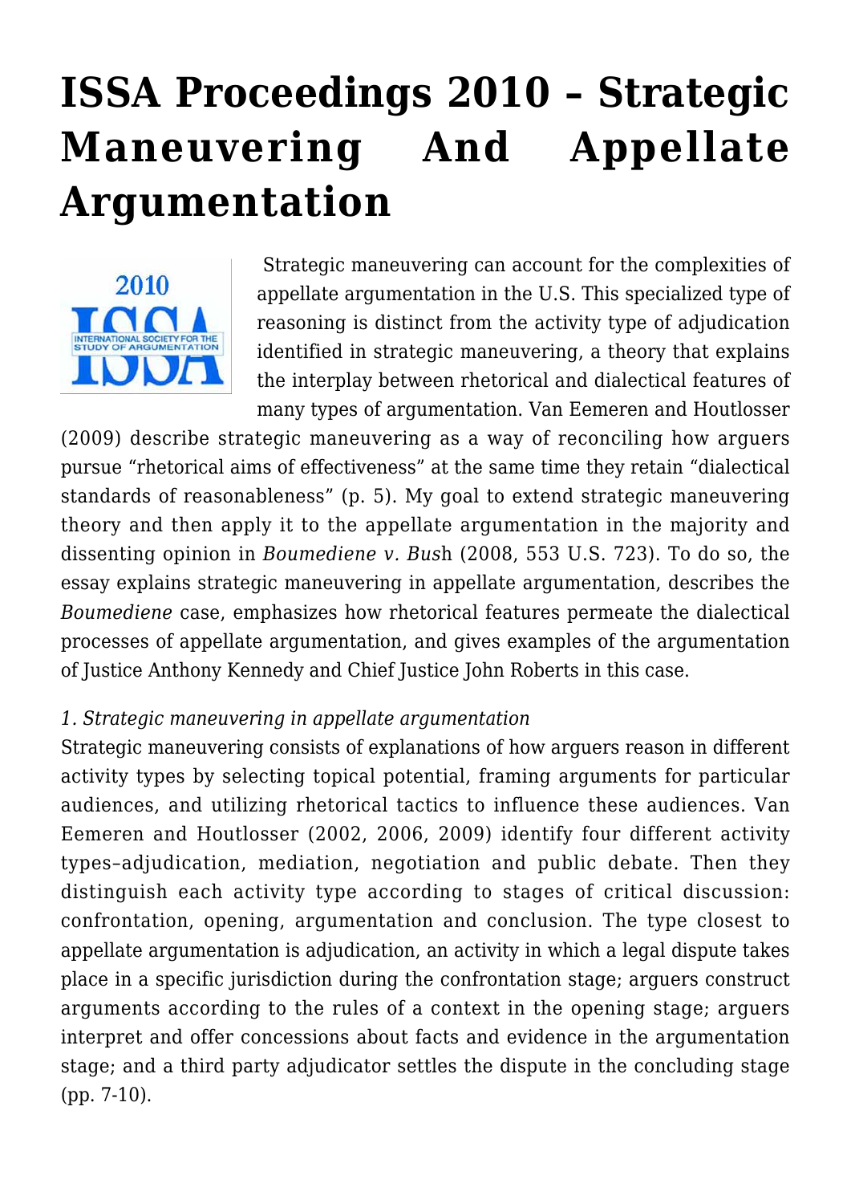# ISSA Proceedings 2010 – Strategic Maneuvering And Appellate Argumentation

Strategic maneuvering can account for the complexities of appellate argumentation in the U.S. This specialized type of reasoning is distinct from the activity type of adjudication identified in strategic maneuvering, a theory that explains the interplay between rhetorical and dialectical features of many types of argumentation. Van Eemeren and Houtlosser (2009) describe strategic maneuvering as a way of reconciling how arguers pursue "rhetorical aims of effectiveness" at the same time they retain "dialectical standards of reasonableness" (p. 5). My goal to extend strategic maneuvering theory and then apply it to the appellate argumentation in the majority and dissenting opinion in *Boumediene v. Bus*h (2008, 553 U.S. 723). To do so, the essay explains strategic maneuvering in appellate argumentation, describes the *Boumediene* case, emphasizes how rhetorical features permeate the dialectical processes of appellate argumentation, and gives examples of the argumentation of Justice Anthony Kennedy and Chief Justice John Roberts in this case.

*1. Strategic maneuvering in appellate argumentation*

Strategic maneuvering consists of explanations of how arguers reason in different activity types by selecting topical potential, framing arguments for particular audiences, and utilizing rhetorical tactics to influence these audiences. Van Eemeren and Houtlosser (2002, 2006, 2009) identify four different activity types–adjudication, mediation, negotiation and public debate. Then they distinguish each activity type according to stages of critical discussion: confrontation, opening, argumentation and conclusion. The type closest to appellate argumentation is adjudication, an activity in which a legal dispute takes place in a specific jurisdiction during the confrontation stage; arguers construct arguments according to the rules of a context in the opening stage; arguers interpret and offer concessions about facts and evidence in the argumentation stage; and a third party adjudicator settles the dispute in the concluding stage (pp. 7-10).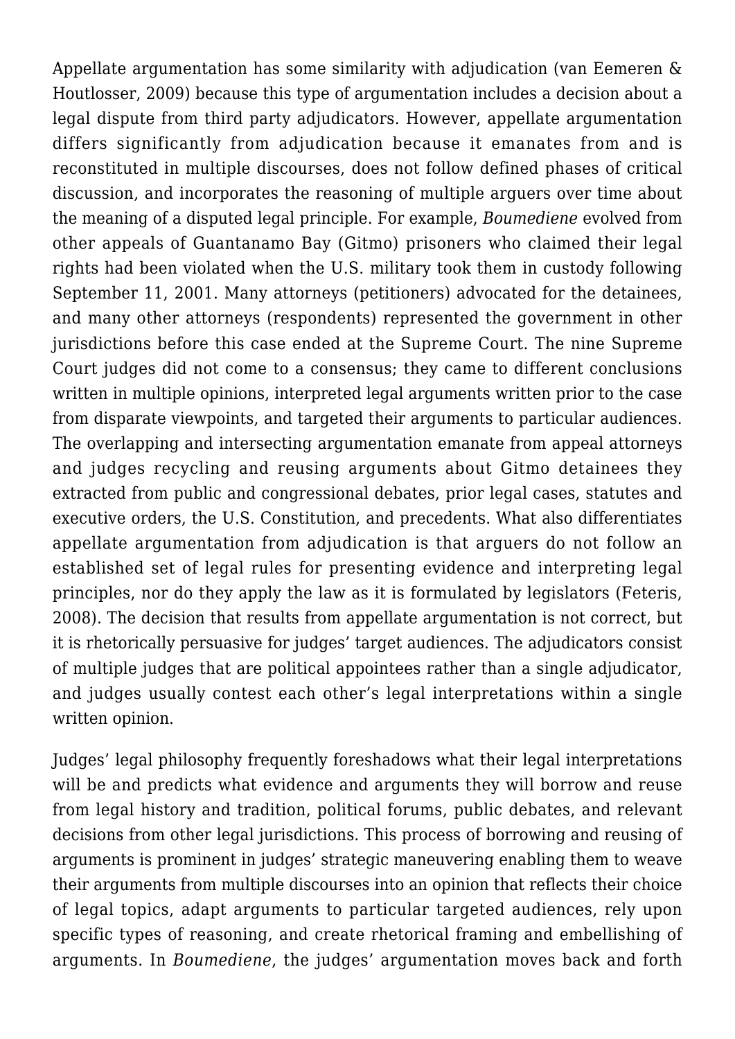Appellate argumentation has some similarity with adjudication (van Eemeren & Houtlosser, 2009) because this type of argumentation includes a decision about a legal dispute from third party adjudicators. However, appellate argumentation differs significantly from adjudication because it emanates from and is reconstituted in multiple discourses, does not follow defined phases of critical discussion, and incorporates the reasoning of multiple arguers over time about the meaning of a disputed legal principle. For example, *Boumediene* evolved from other appeals of Guantanamo Bay (Gitmo) prisoners who claimed their legal rights had been violated when the U.S. military took them in custody following September 11, 2001. Many attorneys (petitioners) advocated for the detainees, and many other attorneys (respondents) represented the government in other jurisdictions before this case ended at the Supreme Court. The nine Supreme Court judges did not come to a consensus; they came to different conclusions written in multiple opinions, interpreted legal arguments written prior to the case from disparate viewpoints, and targeted their arguments to particular audiences. The overlapping and intersecting argumentation emanate from appeal attorneys and judges recycling and reusing arguments about Gitmo detainees they extracted from public and congressional debates, prior legal cases, statutes and executive orders, the U.S. Constitution, and precedents. What also differentiates appellate argumentation from adjudication is that arguers do not follow an established set of legal rules for presenting evidence and interpreting legal principles, nor do they apply the law as it is formulated by legislators (Feteris, 2008). The decision that results from appellate argumentation is not correct, but it is rhetorically persuasive for judges' target audiences. The adjudicators consist of multiple judges that are political appointees rather than a single adjudicator, and judges usually contest each other's legal interpretations within a single written opinion.

Judges' legal philosophy frequently foreshadows what their legal interpretations will be and predicts what evidence and arguments they will borrow and reuse from legal history and tradition, political forums, public debates, and relevant decisions from other legal jurisdictions. This process of borrowing and reusing of arguments is prominent in judges' strategic maneuvering enabling them to weave their arguments from multiple discourses into an opinion that reflects their choice of legal topics, adapt arguments to particular targeted audiences, rely upon specific types of reasoning, and create rhetorical framing and embellishing of arguments. In *Boumediene*, the judges' argumentation moves back and forth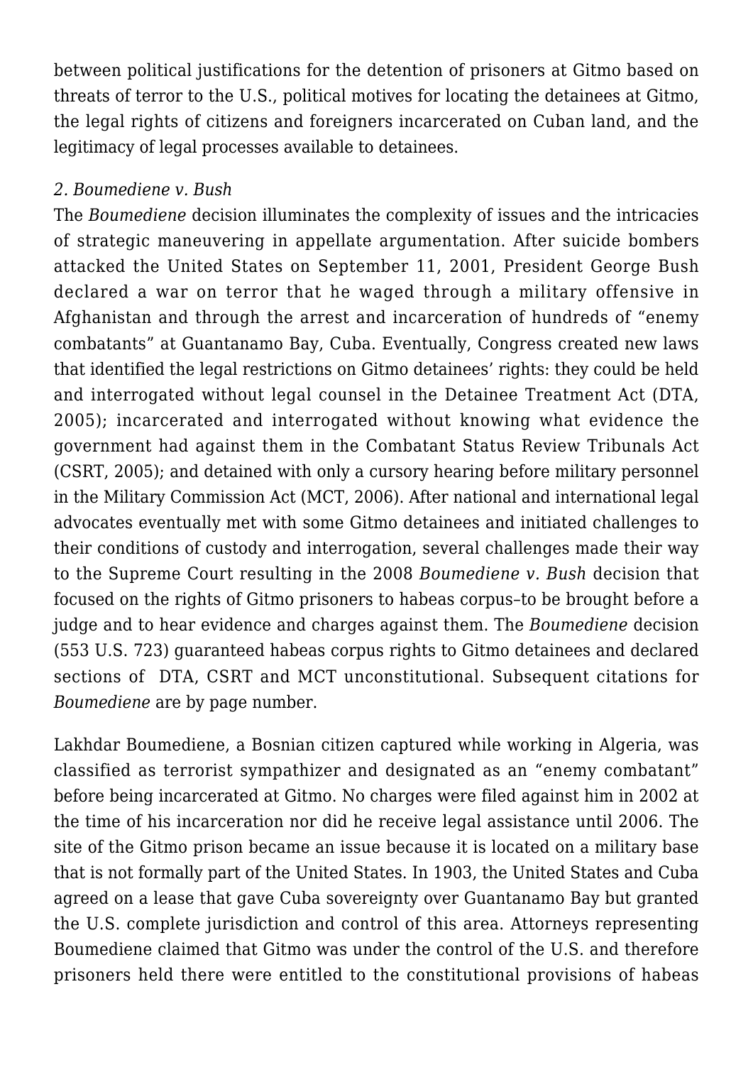between political justifications for the detention of prisoners at Gitmo based on threats of terror to the U.S., political motives for locating the detainees at Gitmo, the legal rights of citizens and foreigners incarcerated on Cuban land, and the legitimacy of legal processes available to detainees.

*2. Boumediene v. Bush*

The *Boumediene* decision illuminates the complexity of issues and the intricacies of strategic maneuvering in appellate argumentation. After suicide bombers attacked the United States on September 11, 2001, President George Bush declared a war on terror that he waged through a military offensive in Afghanistan and through the arrest and incarceration of hundreds of "enemy combatants" at Guantanamo Bay, Cuba. Eventually, Congress created new laws that identified the legal restrictions on Gitmo detainees' rights: they could be held and interrogated without legal counsel in the Detainee Treatment Act (DTA, 2005); incarcerated and interrogated without knowing what evidence the government had against them in the Combatant Status Review Tribunals Act (CSRT, 2005); and detained with only a cursory hearing before military personnel in the Military Commission Act (MCT, 2006). After national and international legal advocates eventually met with some Gitmo detainees and initiated challenges to their conditions of custody and interrogation, several challenges made their way to the Supreme Court resulting in the 2008 *Boumediene v. Bush* decision that focused on the rights of Gitmo prisoners to habeas corpus–to be brought before a judge and to hear evidence and charges against them. The *Boumediene* decision (553 U.S. 723) guaranteed habeas corpus rights to Gitmo detainees and declared sections of DTA, CSRT and MCT unconstitutional. Subsequent citations for *Boumediene* are by page number.

Lakhdar Boumediene, a Bosnian citizen captured while working in Algeria, was classified as terrorist sympathizer and designated as an "enemy combatant" before being incarcerated at Gitmo. No charges were filed against him in 2002 at the time of his incarceration nor did he receive legal assistance until 2006. The site of the Gitmo prison became an issue because it is located on a military base that is not formally part of the United States. In 1903, the United States and Cuba agreed on a lease that gave Cuba sovereignty over Guantanamo Bay but granted the U.S. complete jurisdiction and control of this area. Attorneys representing Boumediene claimed that Gitmo was under the control of the U.S. and therefore prisoners held there were entitled to the constitutional provisions of habeas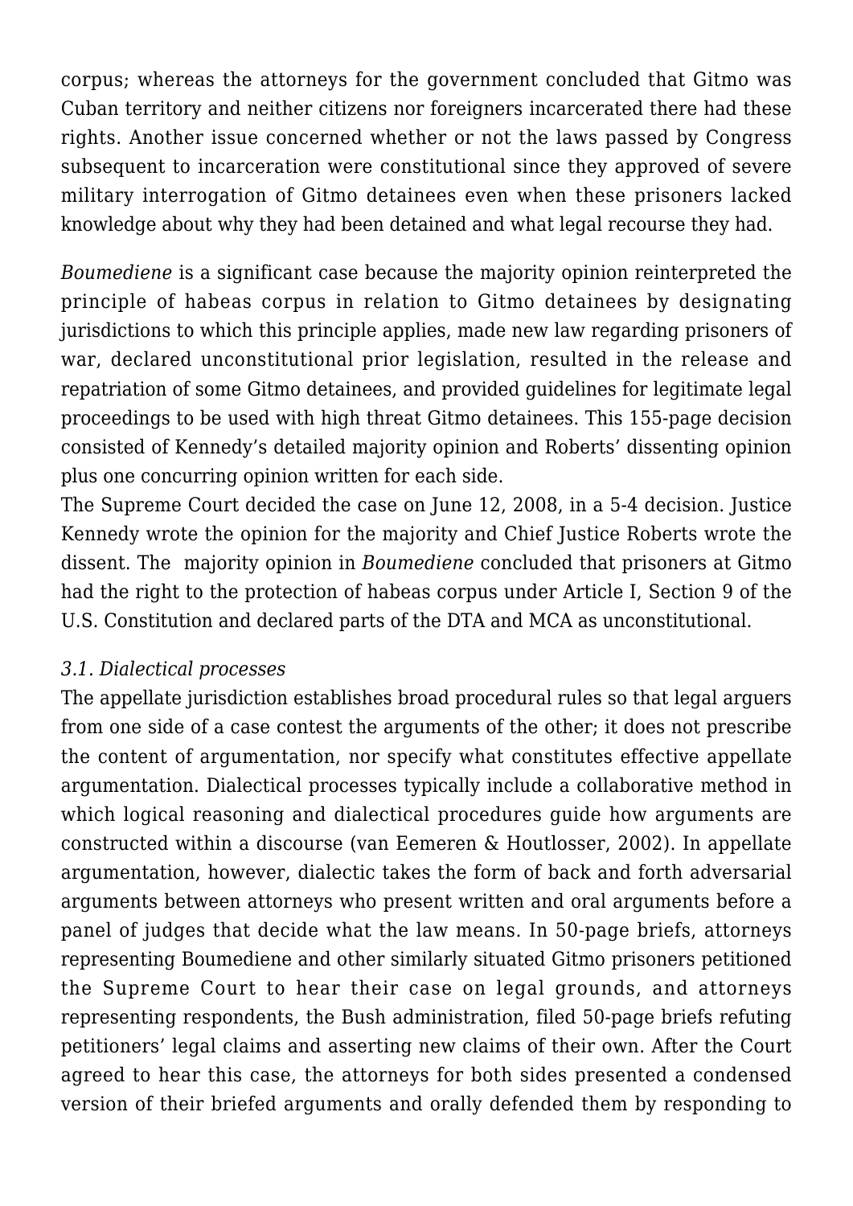corpus; whereas the attorneys for the government concluded that Gitmo was Cuban territory and neither citizens nor foreigners incarcerated there had these rights. Another issue concerned whether or not the laws passed by Congress subsequent to incarceration were constitutional since they approved of severe military interrogation of Gitmo detainees even when these prisoners lacked knowledge about why they had been detained and what legal recourse they had.

*Boumediene* is a significant case because the majority opinion reinterpreted the principle of habeas corpus in relation to Gitmo detainees by designating jurisdictions to which this principle applies, made new law regarding prisoners of war, declared unconstitutional prior legislation, resulted in the release and repatriation of some Gitmo detainees, and provided guidelines for legitimate legal proceedings to be used with high threat Gitmo detainees. This 155-page decision consisted of Kennedy's detailed majority opinion and Roberts' dissenting opinion plus one concurring opinion written for each side.

The Supreme Court decided the case on June 12, 2008, in a 5-4 decision. Justice Kennedy wrote the opinion for the majority and Chief Justice Roberts wrote the dissent. The majority opinion in *Boumediene* concluded that prisoners at Gitmo had the right to the protection of habeas corpus under Article I, Section 9 of the U.S. Constitution and declared parts of the DTA and MCA as unconstitutional.

### *3.1. Dialectical processes*

The appellate jurisdiction establishes broad procedural rules so that legal arguers from one side of a case contest the arguments of the other; it does not prescribe the content of argumentation, nor specify what constitutes effective appellate argumentation. Dialectical processes typically include a collaborative method in which logical reasoning and dialectical procedures guide how arguments are constructed within a discourse (van Eemeren & Houtlosser, 2002). In appellate argumentation, however, dialectic takes the form of back and forth adversarial arguments between attorneys who present written and oral arguments before a panel of judges that decide what the law means. In 50-page briefs, attorneys representing Boumediene and other similarly situated Gitmo prisoners petitioned the Supreme Court to hear their case on legal grounds, and attorneys representing respondents, the Bush administration, filed 50-page briefs refuting petitioners' legal claims and asserting new claims of their own. After the Court agreed to hear this case, the attorneys for both sides presented a condensed version of their briefed arguments and orally defended them by responding to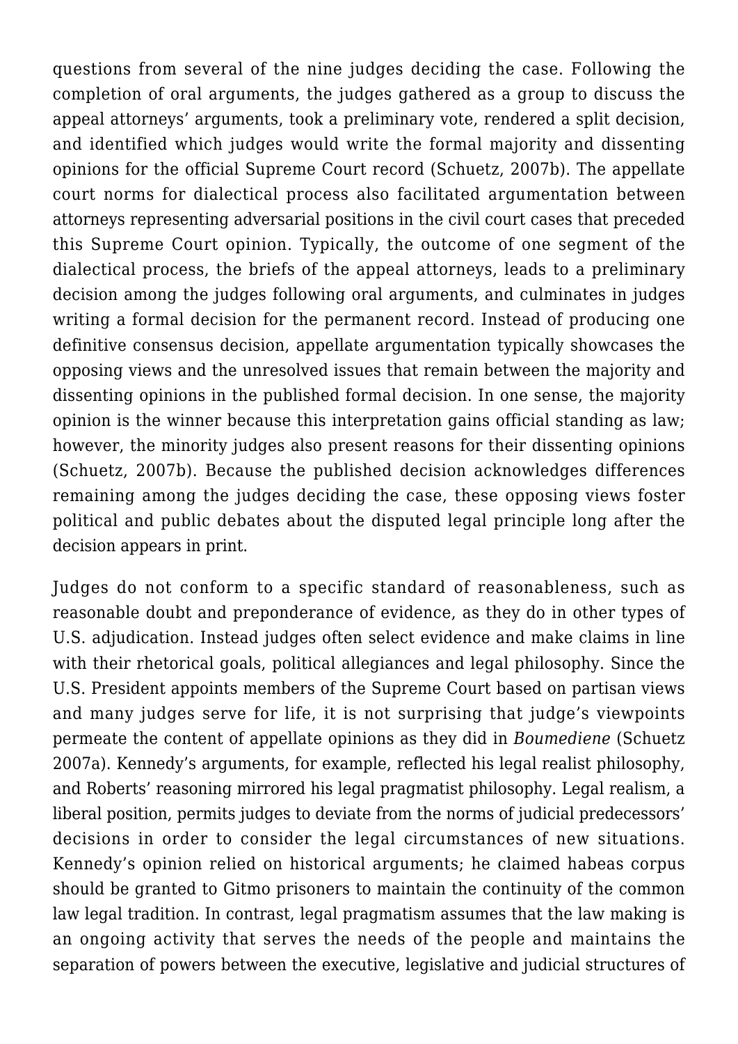questions from several of the nine judges deciding the case. Following the completion of oral arguments, the judges gathered as a group to discuss the appeal attorneys' arguments, took a preliminary vote, rendered a split decision, and identified which judges would write the formal majority and dissenting opinions for the official Supreme Court record (Schuetz, 2007b). The appellate court norms for dialectical process also facilitated argumentation between attorneys representing adversarial positions in the civil court cases that preceded this Supreme Court opinion. Typically, the outcome of one segment of the dialectical process, the briefs of the appeal attorneys, leads to a preliminary decision among the judges following oral arguments, and culminates in judges writing a formal decision for the permanent record. Instead of producing one definitive consensus decision, appellate argumentation typically showcases the opposing views and the unresolved issues that remain between the majority and dissenting opinions in the published formal decision. In one sense, the majority opinion is the winner because this interpretation gains official standing as law; however, the minority judges also present reasons for their dissenting opinions (Schuetz, 2007b). Because the published decision acknowledges differences remaining among the judges deciding the case, these opposing views foster political and public debates about the disputed legal principle long after the decision appears in print.

Judges do not conform to a specific standard of reasonableness, such as reasonable doubt and preponderance of evidence, as they do in other types of U.S. adjudication. Instead judges often select evidence and make claims in line with their rhetorical goals, political allegiances and legal philosophy. Since the U.S. President appoints members of the Supreme Court based on partisan views and many judges serve for life, it is not surprising that judge's viewpoints permeate the content of appellate opinions as they did in *Boumediene* (Schuetz 2007a). Kennedy's arguments, for example, reflected his legal realist philosophy, and Roberts' reasoning mirrored his legal pragmatist philosophy. Legal realism, a liberal position, permits judges to deviate from the norms of judicial predecessors' decisions in order to consider the legal circumstances of new situations. Kennedy's opinion relied on historical arguments; he claimed habeas corpus should be granted to Gitmo prisoners to maintain the continuity of the common law legal tradition. In contrast, legal pragmatism assumes that the law making is an ongoing activity that serves the needs of the people and maintains the separation of powers between the executive, legislative and judicial structures of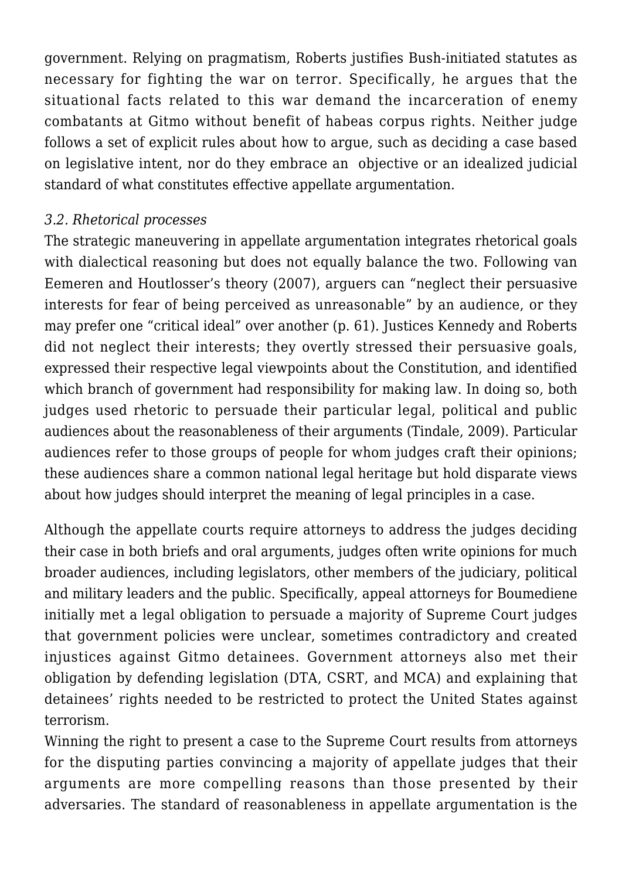government. Relying on pragmatism, Roberts justifies Bush-initiated statutes as necessary for fighting the war on terror. Specifically, he argues that the situational facts related to this war demand the incarceration of enemy combatants at Gitmo without benefit of habeas corpus rights. Neither judge follows a set of explicit rules about how to argue, such as deciding a case based on legislative intent, nor do they embrace an objective or an idealized judicial standard of what constitutes effective appellate argumentation.

*3.2. Rhetorical processes*

The strategic maneuvering in appellate argumentation integrates rhetorical goals with dialectical reasoning but does not equally balance the two. Following van Eemeren and Houtlosser's theory (2007), arguers can "neglect their persuasive interests for fear of being perceived as unreasonable" by an audience, or they may prefer one "critical ideal" over another (p. 61). Justices Kennedy and Roberts did not neglect their interests; they overtly stressed their persuasive goals, expressed their respective legal viewpoints about the Constitution, and identified which branch of government had responsibility for making law. In doing so, both judges used rhetoric to persuade their particular legal, political and public audiences about the reasonableness of their arguments (Tindale, 2009). Particular audiences refer to those groups of people for whom judges craft their opinions; these audiences share a common national legal heritage but hold disparate views about how judges should interpret the meaning of legal principles in a case.

Although the appellate courts require attorneys to address the judges deciding their case in both briefs and oral arguments, judges often write opinions for much broader audiences, including legislators, other members of the judiciary, political and military leaders and the public. Specifically, appeal attorneys for Boumediene initially met a legal obligation to persuade a majority of Supreme Court judges that government policies were unclear, sometimes contradictory and created injustices against Gitmo detainees. Government attorneys also met their obligation by defending legislation (DTA, CSRT, and MCA) and explaining that detainees' rights needed to be restricted to protect the United States against terrorism.

Winning the right to present a case to the Supreme Court results from attorneys for the disputing parties convincing a majority of appellate judges that their arguments are more compelling reasons than those presented by their adversaries. The standard of reasonableness in appellate argumentation is the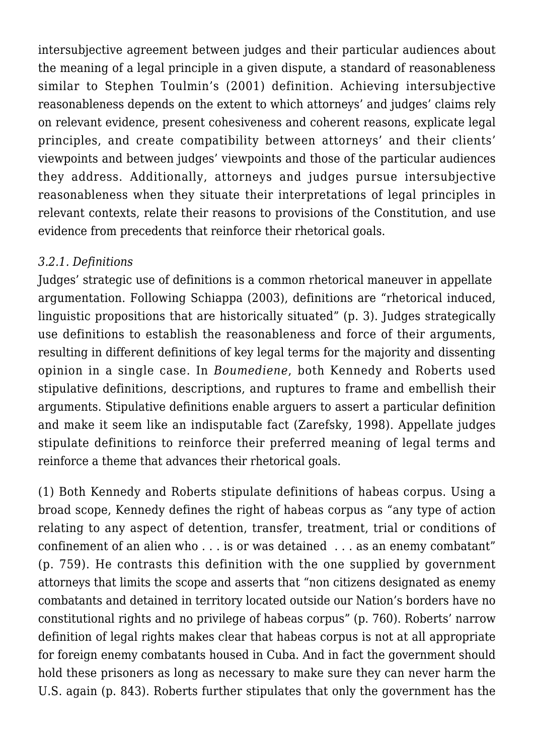intersubjective agreement between judges and their particular audiences about the meaning of a legal principle in a given dispute, a standard of reasonableness similar to Stephen Toulmin's (2001) definition. Achieving intersubjective reasonableness depends on the extent to which attorneys' and judges' claims rely on relevant evidence, present cohesiveness and coherent reasons, explicate legal principles, and create compatibility between attorneys' and their clients' viewpoints and between judges' viewpoints and those of the particular audiences they address. Additionally, attorneys and judges pursue intersubjective reasonableness when they situate their interpretations of legal principles in relevant contexts, relate their reasons to provisions of the Constitution, and use evidence from precedents that reinforce their rhetorical goals.

*3.2.1. Definitions*

Judges' strategic use of definitions is a common rhetorical maneuver in appellate argumentation. Following Schiappa (2003), definitions are "rhetorical induced, linguistic propositions that are historically situated" (p. 3). Judges strategically use definitions to establish the reasonableness and force of their arguments, resulting in different definitions of key legal terms for the majority and dissenting opinion in a single case. In *Boumediene*, both Kennedy and Roberts used stipulative definitions, descriptions, and ruptures to frame and embellish their arguments. Stipulative definitions enable arguers to assert a particular definition and make it seem like an indisputable fact (Zarefsky, 1998). Appellate judges stipulate definitions to reinforce their preferred meaning of legal terms and reinforce a theme that advances their rhetorical goals.

(1) Both Kennedy and Roberts stipulate definitions of habeas corpus. Using a broad scope, Kennedy defines the right of habeas corpus as "any type of action relating to any aspect of detention, transfer, treatment, trial or conditions of confinement of an alien who . . . is or was detained . . . as an enemy combatant" (p. 759). He contrasts this definition with the one supplied by government attorneys that limits the scope and asserts that "non citizens designated as enemy combatants and detained in territory located outside our Nation's borders have no constitutional rights and no privilege of habeas corpus" (p. 760). Roberts' narrow definition of legal rights makes clear that habeas corpus is not at all appropriate for foreign enemy combatants housed in Cuba. And in fact the government should hold these prisoners as long as necessary to make sure they can never harm the U.S. again (p. 843). Roberts further stipulates that only the government has the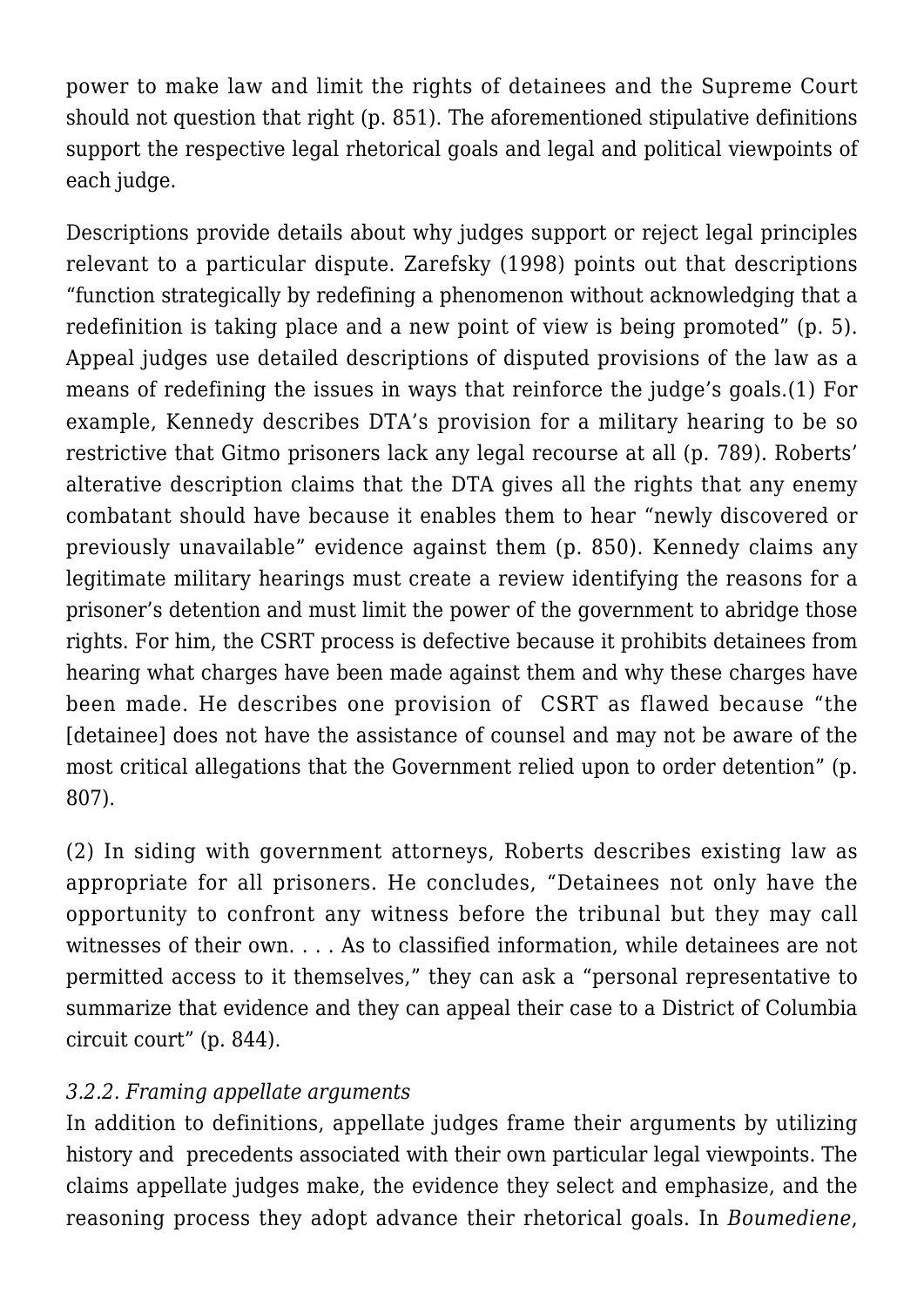power to make law and limit the rights of detainees and the Supreme Court should not question that right (p. 851). The aforementioned stipulative definitions support the respective legal rhetorical goals and legal and political viewpoints of each judge.

Descriptions provide details about why judges support or reject legal principles relevant to a particular dispute. Zarefsky (1998) points out that descriptions "function strategically by redefining a phenomenon without acknowledging that a redefinition is taking place and a new point of view is being promoted" (p. 5). Appeal judges use detailed descriptions of disputed provisions of the law as a means of redefining the issues in ways that reinforce the judge's goals.(1) For example, Kennedy describes DTA's provision for a military hearing to be so restrictive that Gitmo prisoners lack any legal recourse at all (p. 789). Roberts' alterative description claims that the DTA gives all the rights that any enemy combatant should have because it enables them to hear "newly discovered or previously unavailable" evidence against them (p. 850). Kennedy claims any legitimate military hearings must create a review identifying the reasons for a prisoner's detention and must limit the power of the government to abridge those rights. For him, the CSRT process is defective because it prohibits detainees from hearing what charges have been made against them and why these charges have been made. He describes one provision of CSRT as flawed because "the [detainee] does not have the assistance of counsel and may not be aware of the most critical allegations that the Government relied upon to order detention" (p. 807).

(2) In siding with government attorneys, Roberts describes existing law as appropriate for all prisoners. He concludes, "Detainees not only have the opportunity to confront any witness before the tribunal but they may call witnesses of their own. . . . As to classified information, while detainees are not permitted access to it themselves," they can ask a "personal representative to summarize that evidence and they can appeal their case to a District of Columbia circuit court" (p. 844).

### *3.2.2. Framing appellate arguments*

In addition to definitions, appellate judges frame their arguments by utilizing history and precedents associated with their own particular legal viewpoints. The claims appellate judges make, the evidence they select and emphasize, and the reasoning process they adopt advance their rhetorical goals. In *Boumediene*,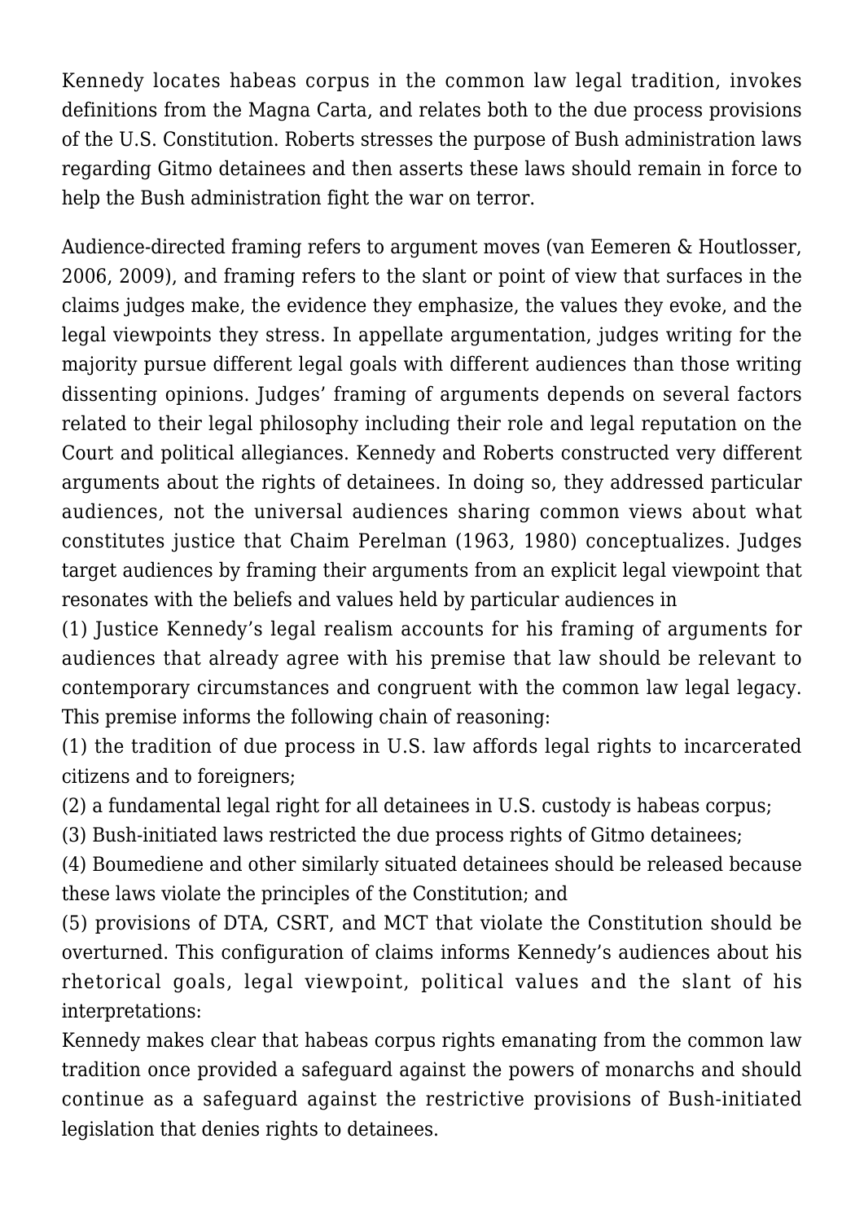Kennedy locates habeas corpus in the common law legal tradition, invokes definitions from the Magna Carta, and relates both to the due process provisions of the U.S. Constitution. Roberts stresses the purpose of Bush administration laws regarding Gitmo detainees and then asserts these laws should remain in force to help the Bush administration fight the war on terror.

Audience-directed framing refers to argument moves (van Eemeren & Houtlosser, 2006, 2009), and framing refers to the slant or point of view that surfaces in the claims judges make, the evidence they emphasize, the values they evoke, and the legal viewpoints they stress. In appellate argumentation, judges writing for the majority pursue different legal goals with different audiences than those writing dissenting opinions. Judges' framing of arguments depends on several factors related to their legal philosophy including their role and legal reputation on the Court and political allegiances. Kennedy and Roberts constructed very different arguments about the rights of detainees. In doing so, they addressed particular audiences, not the universal audiences sharing common views about what constitutes justice that Chaim Perelman (1963, 1980) conceptualizes. Judges target audiences by framing their arguments from an explicit legal viewpoint that resonates with the beliefs and values held by particular audiences in

(1) Justice Kennedy's legal realism accounts for his framing of arguments for audiences that already agree with his premise that law should be relevant to contemporary circumstances and congruent with the common law legal legacy. This premise informs the following chain of reasoning:

(1) the tradition of due process in U.S. law affords legal rights to incarcerated citizens and to foreigners;

(2) a fundamental legal right for all detainees in U.S. custody is habeas corpus;

(3) Bush-initiated laws restricted the due process rights of Gitmo detainees;

(4) Boumediene and other similarly situated detainees should be released because these laws violate the principles of the Constitution; and

(5) provisions of DTA, CSRT, and MCT that violate the Constitution should be overturned. This configuration of claims informs Kennedy's audiences about his rhetorical goals, legal viewpoint, political values and the slant of his interpretations:

Kennedy makes clear that habeas corpus rights emanating from the common law tradition once provided a safeguard against the powers of monarchs and should continue as a safeguard against the restrictive provisions of Bush-initiated legislation that denies rights to detainees.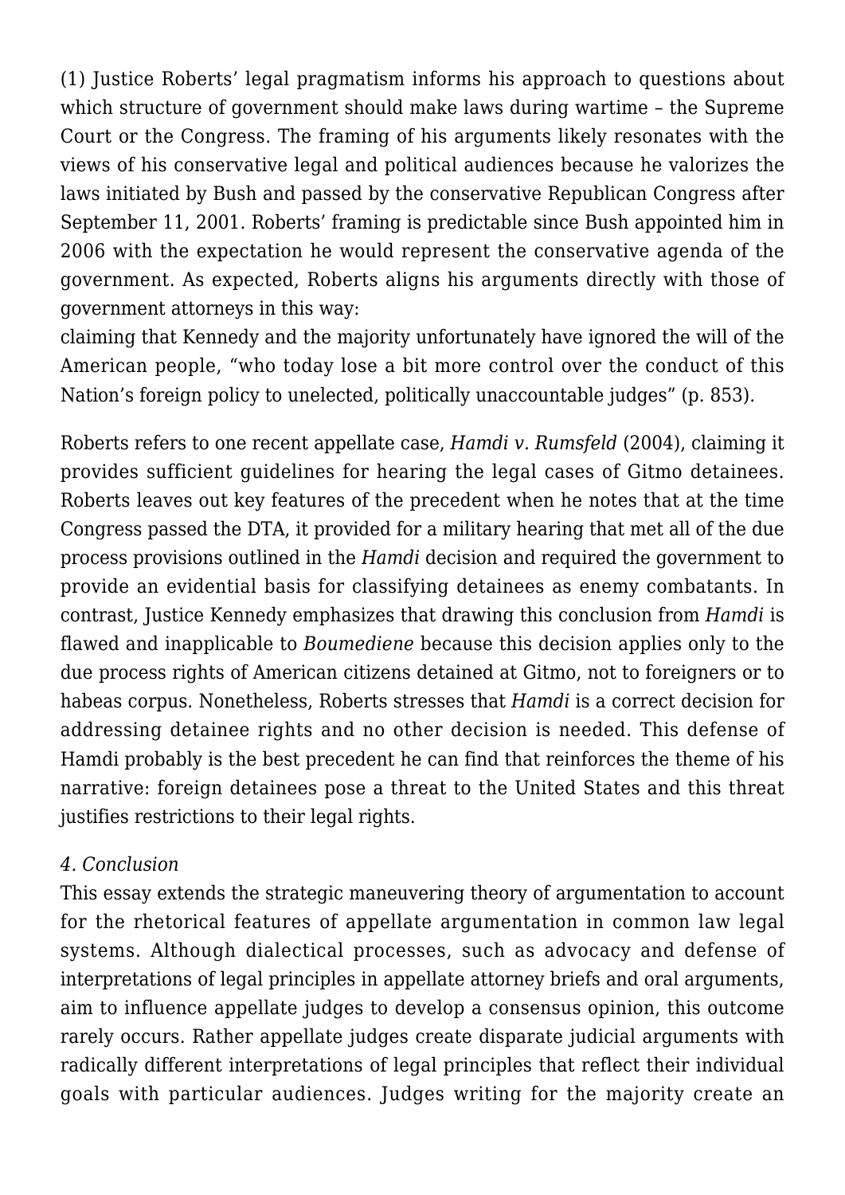(1) Justice Roberts' legal pragmatism informs his approach to questions about which structure of government should make laws during wartime – the Supreme Court or the Congress. The framing of his arguments likely resonates with the views of his conservative legal and political audiences because he valorizes the laws initiated by Bush and passed by the conservative Republican Congress after September 11, 2001. Roberts' framing is predictable since Bush appointed him in 2006 with the expectation he would represent the conservative agenda of the government. As expected, Roberts aligns his arguments directly with those of government attorneys in this way:
claiming that Kennedy and the majority unfortunately have ignored the will of the American people, "who today lose a bit more control over the conduct of this Nation's foreign policy to unelected, politically unaccountable judges" (p. 853).

Roberts refers to one recent appellate case, *Hamdi v. Rumsfeld* (2004), claiming it provides sufficient guidelines for hearing the legal cases of Gitmo detainees. Roberts leaves out key features of the precedent when he notes that at the time Congress passed the DTA, it provided for a military hearing that met all of the due process provisions outlined in the *Hamdi* decision and required the government to provide an evidential basis for classifying detainees as enemy combatants. In contrast, Justice Kennedy emphasizes that drawing this conclusion from *Hamdi* is flawed and inapplicable to *Boumediene* because this decision applies only to the due process rights of American citizens detained at Gitmo, not to foreigners or to habeas corpus. Nonetheless, Roberts stresses that *Hamdi* is a correct decision for addressing detainee rights and no other decision is needed. This defense of Hamdi probably is the best precedent he can find that reinforces the theme of his narrative: foreign detainees pose a threat to the United States and this threat justifies restrictions to their legal rights.

*4. Conclusion*

This essay extends the strategic maneuvering theory of argumentation to account for the rhetorical features of appellate argumentation in common law legal systems. Although dialectical processes, such as advocacy and defense of interpretations of legal principles in appellate attorney briefs and oral arguments, aim to influence appellate judges to develop a consensus opinion, this outcome rarely occurs. Rather appellate judges create disparate judicial arguments with radically different interpretations of legal principles that reflect their individual goals with particular audiences. Judges writing for the majority create an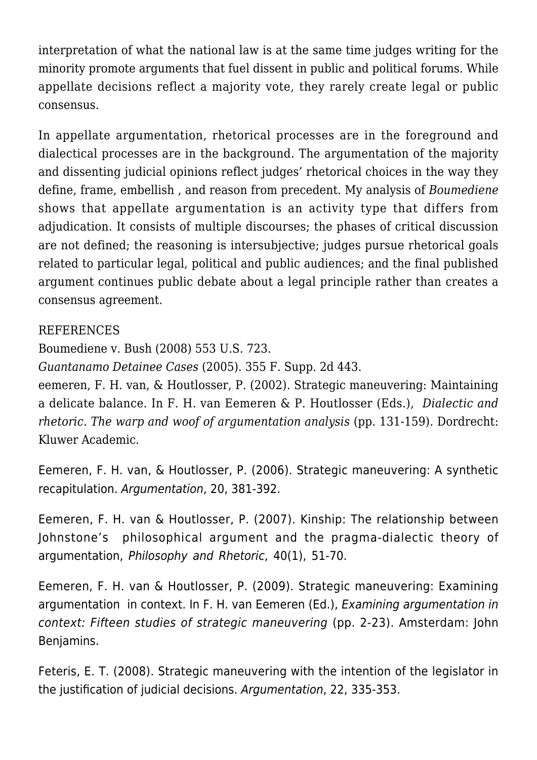interpretation of what the national law is at the same time judges writing for the minority promote arguments that fuel dissent in public and political forums. While appellate decisions reflect a majority vote, they rarely create legal or public consensus.

In appellate argumentation, rhetorical processes are in the foreground and dialectical processes are in the background. The argumentation of the majority and dissenting judicial opinions reflect judges' rhetorical choices in the way they define, frame, embellish , and reason from precedent. My analysis of *Boumediene* shows that appellate argumentation is an activity type that differs from adjudication. It consists of multiple discourses; the phases of critical discussion are not defined; the reasoning is intersubjective; judges pursue rhetorical goals related to particular legal, political and public audiences; and the final published argument continues public debate about a legal principle rather than creates a consensus agreement.

REFERENCES

Boumediene v. Bush (2008) 553 U.S. 723.

*Guantanamo Detainee Cases* (2005). 355 F. Supp. 2d 443.

eemeren, F. H. van, & Houtlosser, P. (2002). Strategic maneuvering: Maintaining a delicate balance. In F. H. van Eemeren & P. Houtlosser (Eds.), *Dialectic and rhetoric. The warp and woof of argumentation analysis* (pp. 131-159). Dordrecht: Kluwer Academic.

Eemeren, F. H. van, & Houtlosser, P. (2006). Strategic maneuvering: A synthetic recapitulation. *Argumentation*, 20, 381-392.

Eemeren, F. H. van & Houtlosser, P. (2007). Kinship: The relationship between Johnstone's philosophical argument and the pragma-dialectic theory of argumentation, *Philosophy and Rhetoric*, 40(1), 51-70.

Eemeren, F. H. van & Houtlosser, P. (2009). Strategic maneuvering: Examining argumentation in context. In F. H. van Eemeren (Ed.), *Examining argumentation in context: Fifteen studies of strategic maneuvering* (pp. 2-23). Amsterdam: John Benjamins.

Feteris, E. T. (2008). Strategic maneuvering with the intention of the legislator in the justification of judicial decisions. *Argumentation*, 22, 335-353.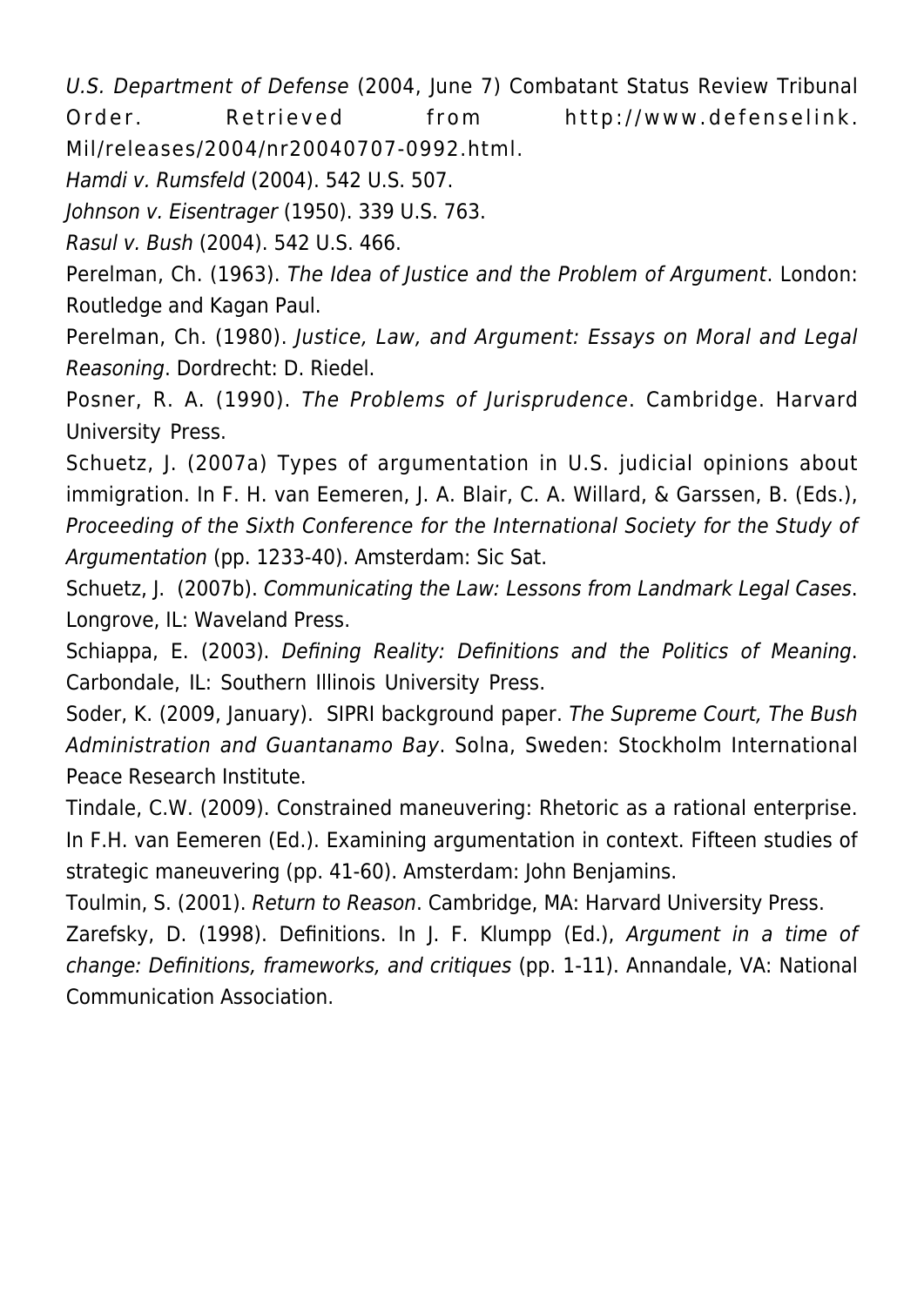*U.S. Department of Defense* (2004, June 7) Combatant Status Review Tribunal Order. Retrieved from http://www.defenselink. Mil/releases/2004/nr20040707-0992.html.

*Hamdi v. Rumsfeld* (2004). 542 U.S. 507.

*Johnson v. Eisentrager* (1950). 339 U.S. 763.

*Rasul v. Bush* (2004). 542 U.S. 466.

Perelman, Ch. (1963). *The Idea of Justice and the Problem of Argument*. London: Routledge and Kagan Paul.

Perelman, Ch. (1980). *Justice, Law, and Argument: Essays on Moral and Legal Reasoning*. Dordrecht: D. Riedel.

Posner, R. A. (1990). *The Problems of Jurisprudence*. Cambridge. Harvard University Press.

Schuetz, J. (2007a) Types of argumentation in U.S. judicial opinions about immigration. In F. H. van Eemeren, J. A. Blair, C. A. Willard, & Garssen, B. (Eds.), *Proceeding of the Sixth Conference for the International Society for the Study of Argumentation* (pp. 1233-40). Amsterdam: Sic Sat.

Schuetz, J. (2007b). *Communicating the Law: Lessons from Landmark Legal Cases*. Longrove, IL: Waveland Press.

Schiappa, E. (2003). *Defining Reality: Definitions and the Politics of Meaning*. Carbondale, IL: Southern Illinois University Press.

Soder, K. (2009, January). SIPRI background paper. *The Supreme Court, The Bush Administration and Guantanamo Bay*. Solna, Sweden: Stockholm International Peace Research Institute.

Tindale, C.W. (2009). Constrained maneuvering: Rhetoric as a rational enterprise. In F.H. van Eemeren (Ed.). Examining argumentation in context. Fifteen studies of strategic maneuvering (pp. 41-60). Amsterdam: John Benjamins.

Toulmin, S. (2001). *Return to Reason*. Cambridge, MA: Harvard University Press.

Zarefsky, D. (1998). Definitions. In J. F. Klumpp (Ed.), *Argument in a time of change: Definitions, frameworks, and critiques* (pp. 1-11). Annandale, VA: National Communication Association.